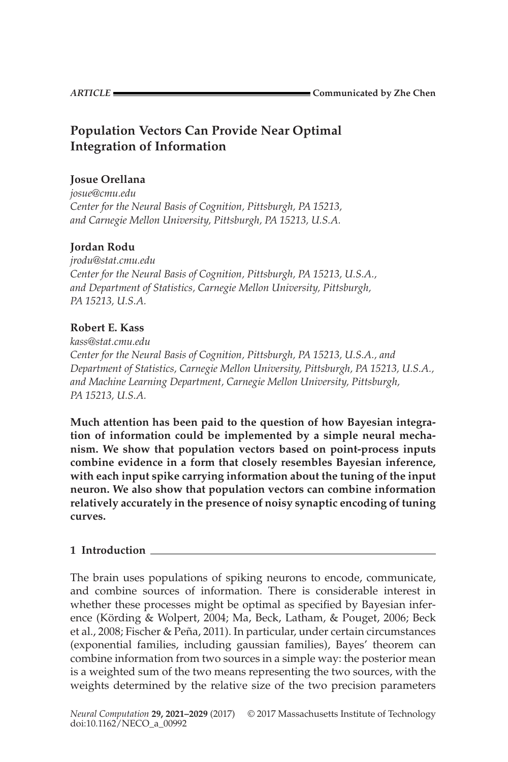*ARTICLE* **Communicated by Zhe Chen**

# Population Vectors Can Provide Near Optimal Integration of Information

**Josue Orellana**
*josue@cmu.edu*
*Center for the Neural Basis of Cognition, Pittsburgh, PA 15213, and Carnegie Mellon University, Pittsburgh, PA 15213, U.S.A.*

**Jordan Rodu**
*jrodu@stat.cmu.edu*
*Center for the Neural Basis of Cognition, Pittsburgh, PA 15213, U.S.A., and Department of Statistics, Carnegie Mellon University, Pittsburgh, PA 15213, U.S.A.*

**Robert E. Kass**
*kass@stat.cmu.edu*
*Center for the Neural Basis of Cognition, Pittsburgh, PA 15213, U.S.A., and Department of Statistics, Carnegie Mellon University, Pittsburgh, PA 15213, U.S.A., and Machine Learning Department, Carnegie Mellon University, Pittsburgh, PA 15213, U.S.A.*

**Much attention has been paid to the question of how Bayesian integration of information could be implemented by a simple neural mechanism. We show that population vectors based on point-process inputs combine evidence in a form that closely resembles Bayesian inference, with each input spike carrying information about the tuning of the input neuron. We also show that population vectors can combine information relatively accurately in the presence of noisy synaptic encoding of tuning curves.**

## 1 Introduction

The brain uses populations of spiking neurons to encode, communicate, and combine sources of information. There is considerable interest in whether these processes might be optimal as specified by Bayesian inference (Körding & Wolpert, 2004; Ma, Beck, Latham, & Pouget, 2006; Beck et al., 2008; Fischer & Peña, 2011). In particular, under certain circumstances (exponential families, including gaussian families), Bayes' theorem can combine information from two sources in a simple way: the posterior mean is a weighted sum of the two means representing the two sources, with the weights determined by the relative size of the two precision parameters

*Neural Computation* **29, 2021–2029** (2017) © 2017 Massachusetts Institute of Technology
doi:10.1162/NECO_a_00992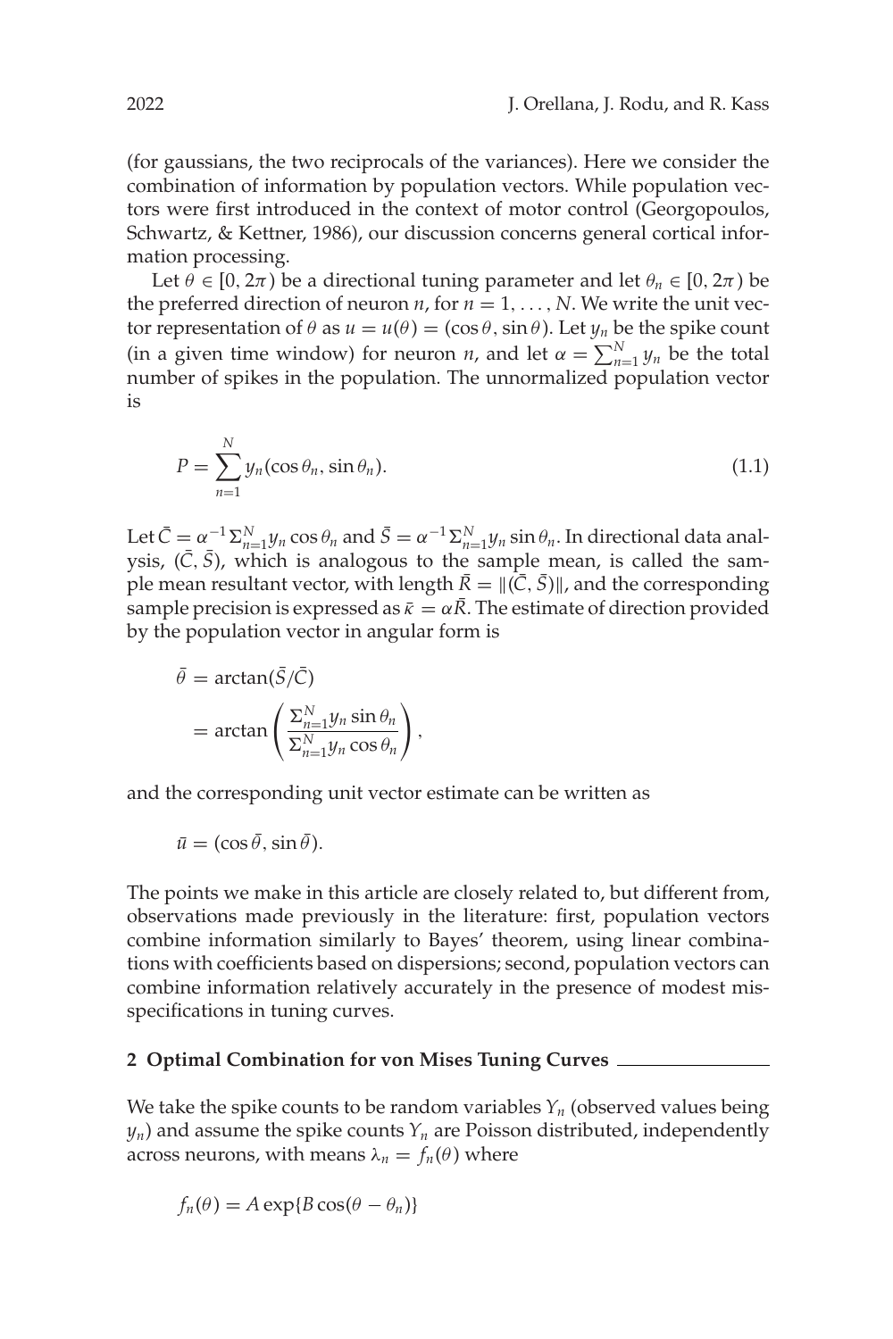(for gaussians, the two reciprocals of the variances). Here we consider the combination of information by population vectors. While population vectors were first introduced in the context of motor control (Georgopoulos, Schwartz, & Kettner, 1986), our discussion concerns general cortical information processing.

Let $\theta \in [0, 2\pi)$ be a directional tuning parameter and let $\theta_n \in [0, 2\pi)$ be the preferred direction of neuron $n$, for $n = 1, \ldots, N$. We write the unit vector representation of $\theta$ as $u = u(\theta) = (\cos\theta, \sin\theta)$. Let $y_n$ be the spike count (in a given time window) for neuron $n$, and let $\alpha = \sum_{n=1}^{N} y_n$ be the total number of spikes in the population. The unnormalized population vector is

$$P = \sum_{n=1}^{N} y_n(\cos\theta_n, \sin\theta_n). \tag{1.1}$$

Let $\bar{C} = \alpha^{-1}\Sigma_{n=1}^{N} y_n \cos\theta_n$ and $\bar{S} = \alpha^{-1}\Sigma_{n=1}^{N} y_n \sin\theta_n$. In directional data analysis, $(\bar{C}, \bar{S})$, which is analogous to the sample mean, is called the sample mean resultant vector, with length $\bar{R} = \|(\bar{C}, \bar{S})\|$, and the corresponding sample precision is expressed as $\bar{\kappa} = \alpha\bar{R}$. The estimate of direction provided by the population vector in angular form is

$$\begin{aligned}\bar{\theta} &= \arctan(\bar{S}/\bar{C}) \\ &= \arctan\left(\frac{\Sigma_{n=1}^{N} y_n \sin\theta_n}{\Sigma_{n=1}^{N} y_n \cos\theta_n}\right),\end{aligned}$$

and the corresponding unit vector estimate can be written as

$$\bar{u} = (\cos\bar{\theta}, \sin\bar{\theta}).$$

The points we make in this article are closely related to, but different from, observations made previously in the literature: first, population vectors combine information similarly to Bayes' theorem, using linear combinations with coefficients based on dispersions; second, population vectors can combine information relatively accurately in the presence of modest misspecifications in tuning curves.

## 2 Optimal Combination for von Mises Tuning Curves

We take the spike counts to be random variables $Y_n$ (observed values being $y_n$) and assume the spike counts $Y_n$ are Poisson distributed, independently across neurons, with means $\lambda_n = f_n(\theta)$ where

$$f_n(\theta) = A\exp\{B\cos(\theta - \theta_n)\}$$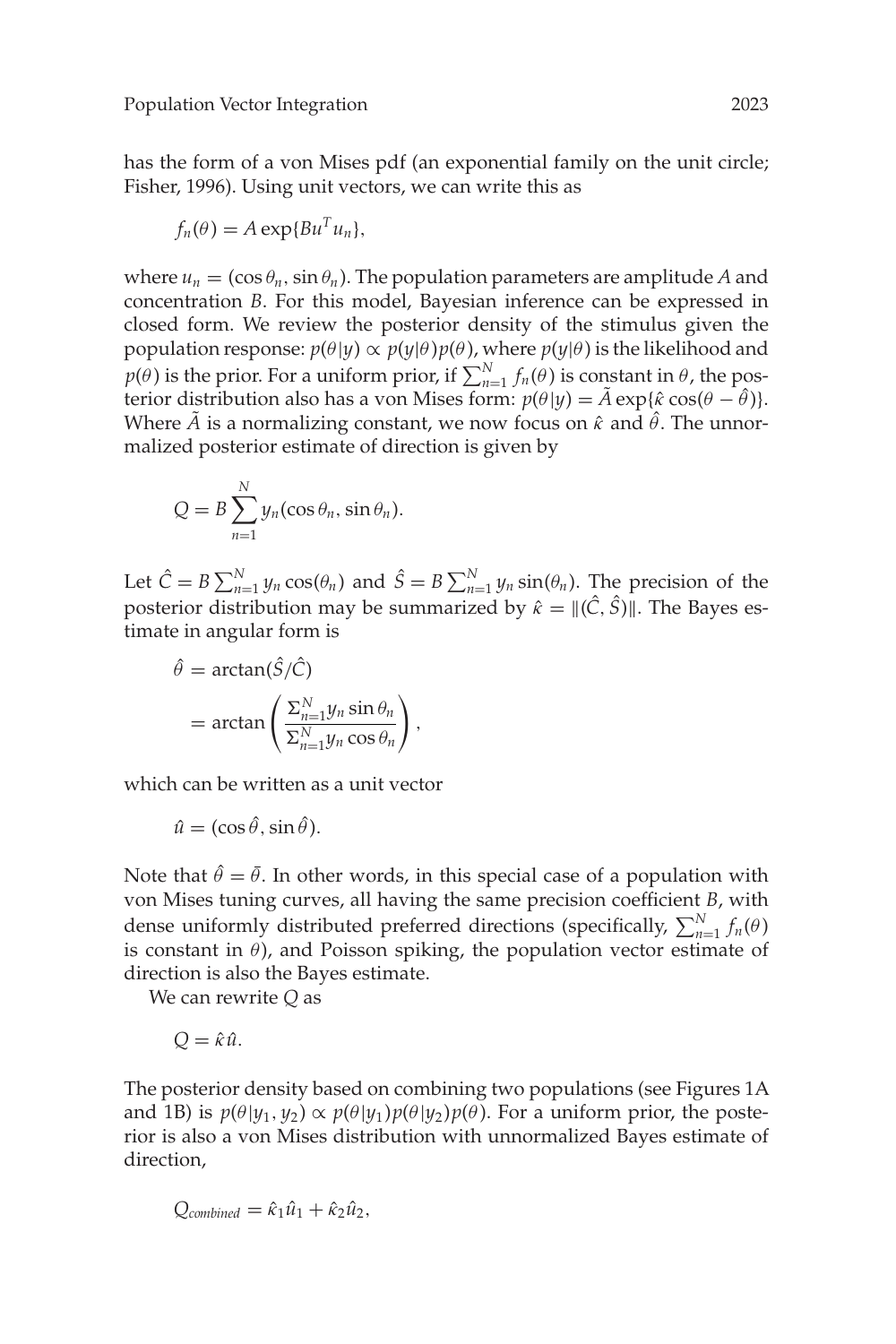has the form of a von Mises pdf (an exponential family on the unit circle; Fisher, 1996). Using unit vectors, we can write this as

$$f_n(\theta) = A \exp\{Bu^T u_n\},$$

where $u_n = (\cos\theta_n, \sin\theta_n)$. The population parameters are amplitude $A$ and concentration $B$. For this model, Bayesian inference can be expressed in closed form. We review the posterior density of the stimulus given the population response: $p(\theta|y) \propto p(y|\theta)p(\theta)$, where $p(y|\theta)$ is the likelihood and $p(\theta)$ is the prior. For a uniform prior, if $\sum_{n=1}^{N} f_n(\theta)$ is constant in $\theta$, the posterior distribution also has a von Mises form: $p(\theta|y) = \tilde{A}\exp\{\hat{\kappa}\cos(\theta - \hat{\theta})\}$. Where $\tilde{A}$ is a normalizing constant, we now focus on $\hat{\kappa}$ and $\hat{\theta}$. The unnormalized posterior estimate of direction is given by

$$Q = B\sum_{n=1}^{N} y_n(\cos\theta_n, \sin\theta_n).$$

Let $\hat{C} = B\sum_{n=1}^{N} y_n\cos(\theta_n)$ and $\hat{S} = B\sum_{n=1}^{N} y_n\sin(\theta_n)$. The precision of the posterior distribution may be summarized by $\hat{\kappa} = \|(\hat{C}, \hat{S})\|$. The Bayes estimate in angular form is

$$\begin{aligned}
\hat{\theta} &= \arctan(\hat{S}/\hat{C}) \\
&= \arctan\left(\frac{\Sigma_{n=1}^{N} y_n \sin\theta_n}{\Sigma_{n=1}^{N} y_n \cos\theta_n}\right),
\end{aligned}$$

which can be written as a unit vector

$$\hat{u} = (\cos\hat{\theta}, \sin\hat{\theta}).$$

Note that $\hat{\theta} = \bar{\theta}$. In other words, in this special case of a population with von Mises tuning curves, all having the same precision coefficient $B$, with dense uniformly distributed preferred directions (specifically, $\sum_{n=1}^{N} f_n(\theta)$ is constant in $\theta$), and Poisson spiking, the population vector estimate of direction is also the Bayes estimate.

We can rewrite $Q$ as

$$Q = \hat{\kappa}\hat{u}.$$

The posterior density based on combining two populations (see Figures 1A and 1B) is $p(\theta|y_1, y_2) \propto p(\theta|y_1)p(\theta|y_2)p(\theta)$. For a uniform prior, the posterior is also a von Mises distribution with unnormalized Bayes estimate of direction,

$$Q_{combined} = \hat{\kappa}_1\hat{u}_1 + \hat{\kappa}_2\hat{u}_2,$$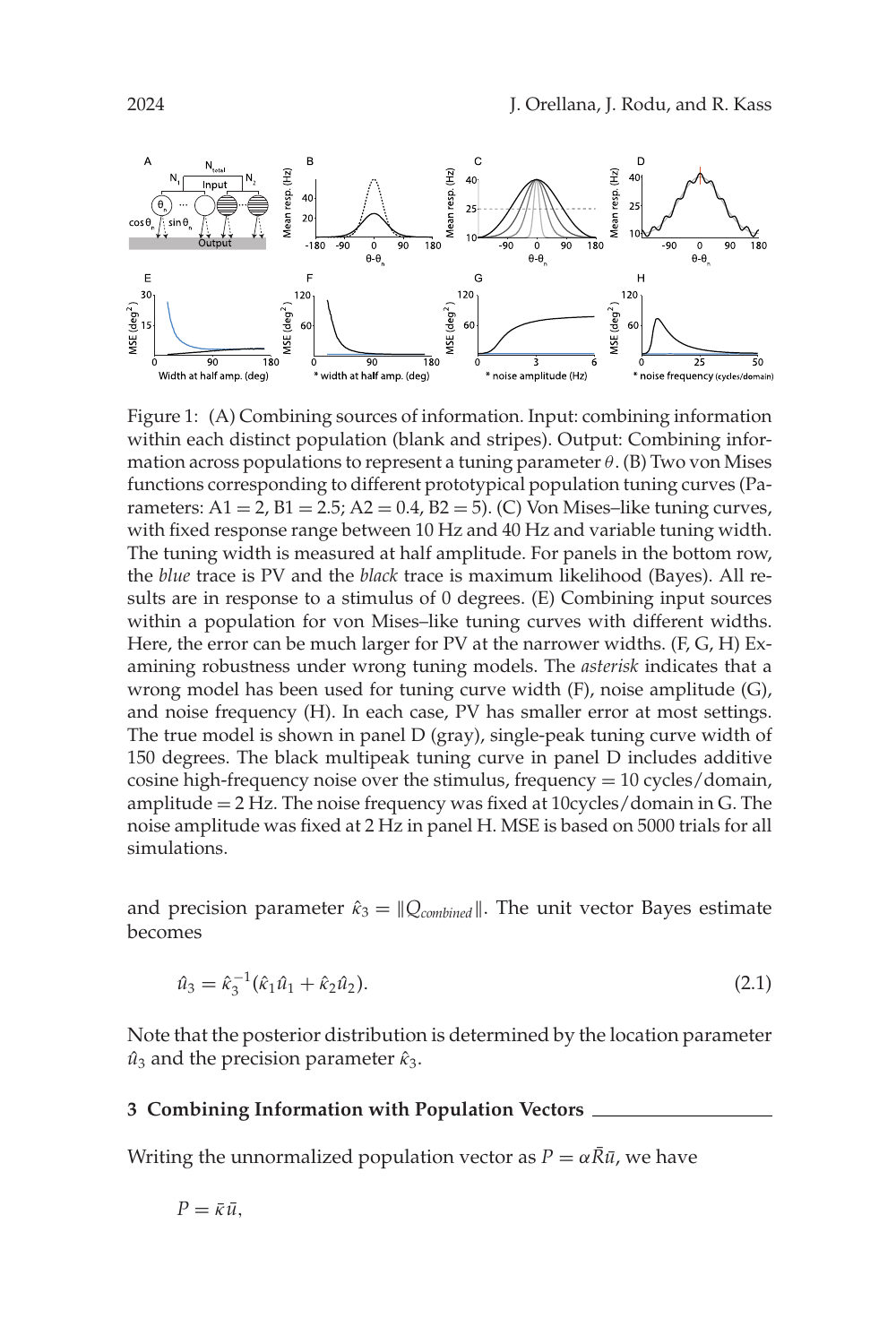Figure 1: (A) Combining sources of information. Input: combining information within each distinct population (blank and stripes). Output: Combining information across populations to represent a tuning parameter $\theta$. (B) Two von Mises functions corresponding to different prototypical population tuning curves (Parameters: A1 = 2, B1 = 2.5; A2 = 0.4, B2 = 5). (C) Von Mises–like tuning curves, with fixed response range between 10 Hz and 40 Hz and variable tuning width. The tuning width is measured at half amplitude. For panels in the bottom row, the *blue* trace is PV and the *black* trace is maximum likelihood (Bayes). All results are in response to a stimulus of 0 degrees. (E) Combining input sources within a population for von Mises–like tuning curves with different widths. Here, the error can be much larger for PV at the narrower widths. (F, G, H) Examining robustness under wrong tuning models. The *asterisk* indicates that a wrong model has been used for tuning curve width (F), noise amplitude (G), and noise frequency (H). In each case, PV has smaller error at most settings. The true model is shown in panel D (gray), single-peak tuning curve width of 150 degrees. The black multipeak tuning curve in panel D includes additive cosine high-frequency noise over the stimulus, frequency = 10 cycles/domain, amplitude = 2 Hz. The noise frequency was fixed at 10cycles/domain in G. The noise amplitude was fixed at 2 Hz in panel H. MSE is based on 5000 trials for all simulations.

and precision parameter $\hat{\kappa}_3 = \|Q_{combined}\|$. The unit vector Bayes estimate becomes

$$\hat{u}_3 = \hat{\kappa}_3^{-1}(\hat{\kappa}_1\hat{u}_1 + \hat{\kappa}_2\hat{u}_2). \tag{2.1}$$

Note that the posterior distribution is determined by the location parameter $\hat{u}_3$ and the precision parameter $\hat{\kappa}_3$.

## 3 Combining Information with Population Vectors

Writing the unnormalized population vector as $P = \alpha\bar{R}\bar{u}$, we have

$$P = \bar{\kappa}\bar{u},$$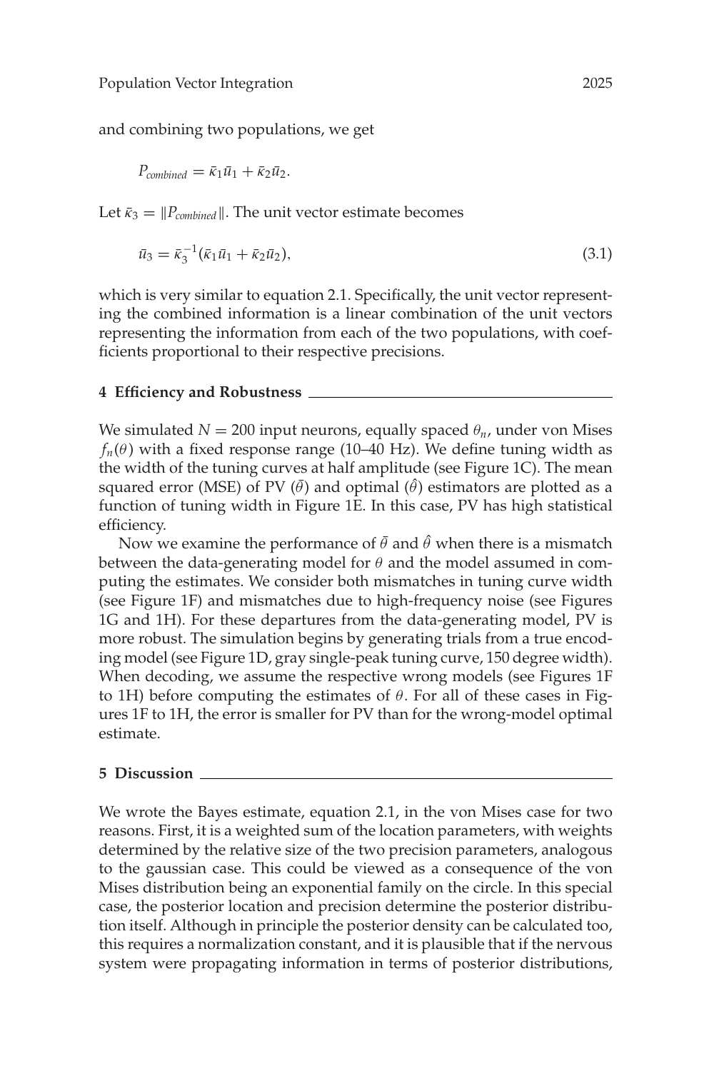and combining two populations, we get

$$P_{combined} = \bar{\kappa}_1 \bar{u}_1 + \bar{\kappa}_2 \bar{u}_2.$$

Let $\bar{\kappa}_3 = \|P_{combined}\|$. The unit vector estimate becomes

$$\bar{u}_3 = \bar{\kappa}_3^{-1}(\bar{\kappa}_1 \bar{u}_1 + \bar{\kappa}_2 \bar{u}_2), \tag{3.1}$$

which is very similar to equation 2.1. Specifically, the unit vector representing the combined information is a linear combination of the unit vectors representing the information from each of the two populations, with coefficients proportional to their respective precisions.

## 4 Efficiency and Robustness

We simulated $N = 200$ input neurons, equally spaced $\theta_n$, under von Mises $f_n(\theta)$ with a fixed response range (10–40 Hz). We define tuning width as the width of the tuning curves at half amplitude (see Figure 1C). The mean squared error (MSE) of PV ($\bar{\theta}$) and optimal ($\hat{\theta}$) estimators are plotted as a function of tuning width in Figure 1E. In this case, PV has high statistical efficiency.

Now we examine the performance of $\bar{\theta}$ and $\hat{\theta}$ when there is a mismatch between the data-generating model for $\theta$ and the model assumed in computing the estimates. We consider both mismatches in tuning curve width (see Figure 1F) and mismatches due to high-frequency noise (see Figures 1G and 1H). For these departures from the data-generating model, PV is more robust. The simulation begins by generating trials from a true encoding model (see Figure 1D, gray single-peak tuning curve, 150 degree width). When decoding, we assume the respective wrong models (see Figures 1F to 1H) before computing the estimates of $\theta$. For all of these cases in Figures 1F to 1H, the error is smaller for PV than for the wrong-model optimal estimate.

## 5 Discussion

We wrote the Bayes estimate, equation 2.1, in the von Mises case for two reasons. First, it is a weighted sum of the location parameters, with weights determined by the relative size of the two precision parameters, analogous to the gaussian case. This could be viewed as a consequence of the von Mises distribution being an exponential family on the circle. In this special case, the posterior location and precision determine the posterior distribution itself. Although in principle the posterior density can be calculated too, this requires a normalization constant, and it is plausible that if the nervous system were propagating information in terms of posterior distributions,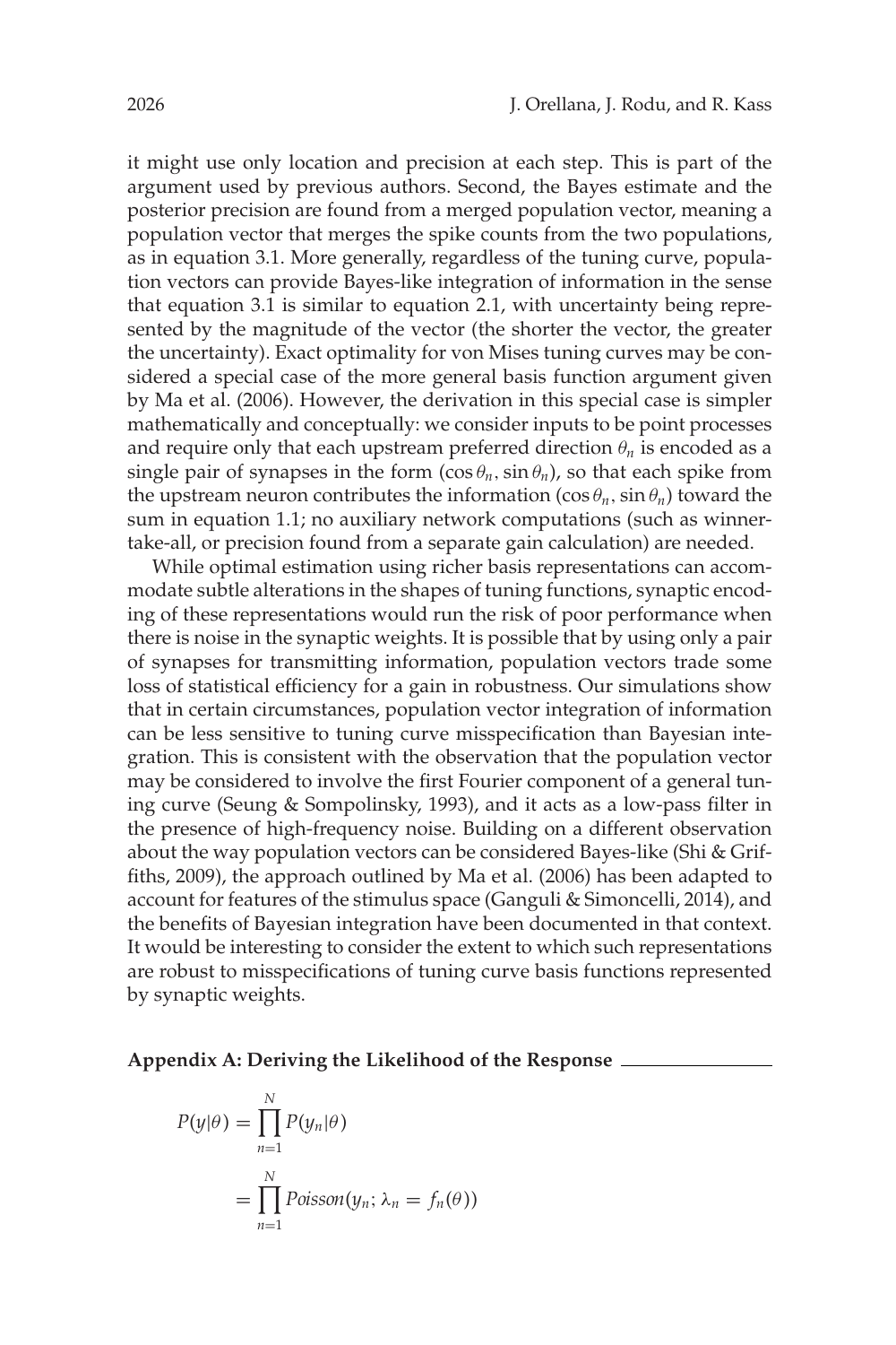it might use only location and precision at each step. This is part of the argument used by previous authors. Second, the Bayes estimate and the posterior precision are found from a merged population vector, meaning a population vector that merges the spike counts from the two populations, as in equation 3.1. More generally, regardless of the tuning curve, population vectors can provide Bayes-like integration of information in the sense that equation 3.1 is similar to equation 2.1, with uncertainty being represented by the magnitude of the vector (the shorter the vector, the greater the uncertainty). Exact optimality for von Mises tuning curves may be considered a special case of the more general basis function argument given by Ma et al. (2006). However, the derivation in this special case is simpler mathematically and conceptually: we consider inputs to be point processes and require only that each upstream preferred direction $\theta_n$ is encoded as a single pair of synapses in the form $(\cos\theta_n, \sin\theta_n)$, so that each spike from the upstream neuron contributes the information $(\cos\theta_n, \sin\theta_n)$ toward the sum in equation 1.1; no auxiliary network computations (such as winner-take-all, or precision found from a separate gain calculation) are needed.

While optimal estimation using richer basis representations can accommodate subtle alterations in the shapes of tuning functions, synaptic encoding of these representations would run the risk of poor performance when there is noise in the synaptic weights. It is possible that by using only a pair of synapses for transmitting information, population vectors trade some loss of statistical efficiency for a gain in robustness. Our simulations show that in certain circumstances, population vector integration of information can be less sensitive to tuning curve misspecification than Bayesian integration. This is consistent with the observation that the population vector may be considered to involve the first Fourier component of a general tuning curve (Seung & Sompolinsky, 1993), and it acts as a low-pass filter in the presence of high-frequency noise. Building on a different observation about the way population vectors can be considered Bayes-like (Shi & Griffiths, 2009), the approach outlined by Ma et al. (2006) has been adapted to account for features of the stimulus space (Ganguli & Simoncelli, 2014), and the benefits of Bayesian integration have been documented in that context. It would be interesting to consider the extent to which such representations are robust to misspecifications of tuning curve basis functions represented by synaptic weights.

## Appendix A: Deriving the Likelihood of the Response

$$
\begin{aligned}
P(y|\theta) &= \prod_{n=1}^{N} P(y_n|\theta) \\
&= \prod_{n=1}^{N} Poisson(y_n; \lambda_n = f_n(\theta))
\end{aligned}
$$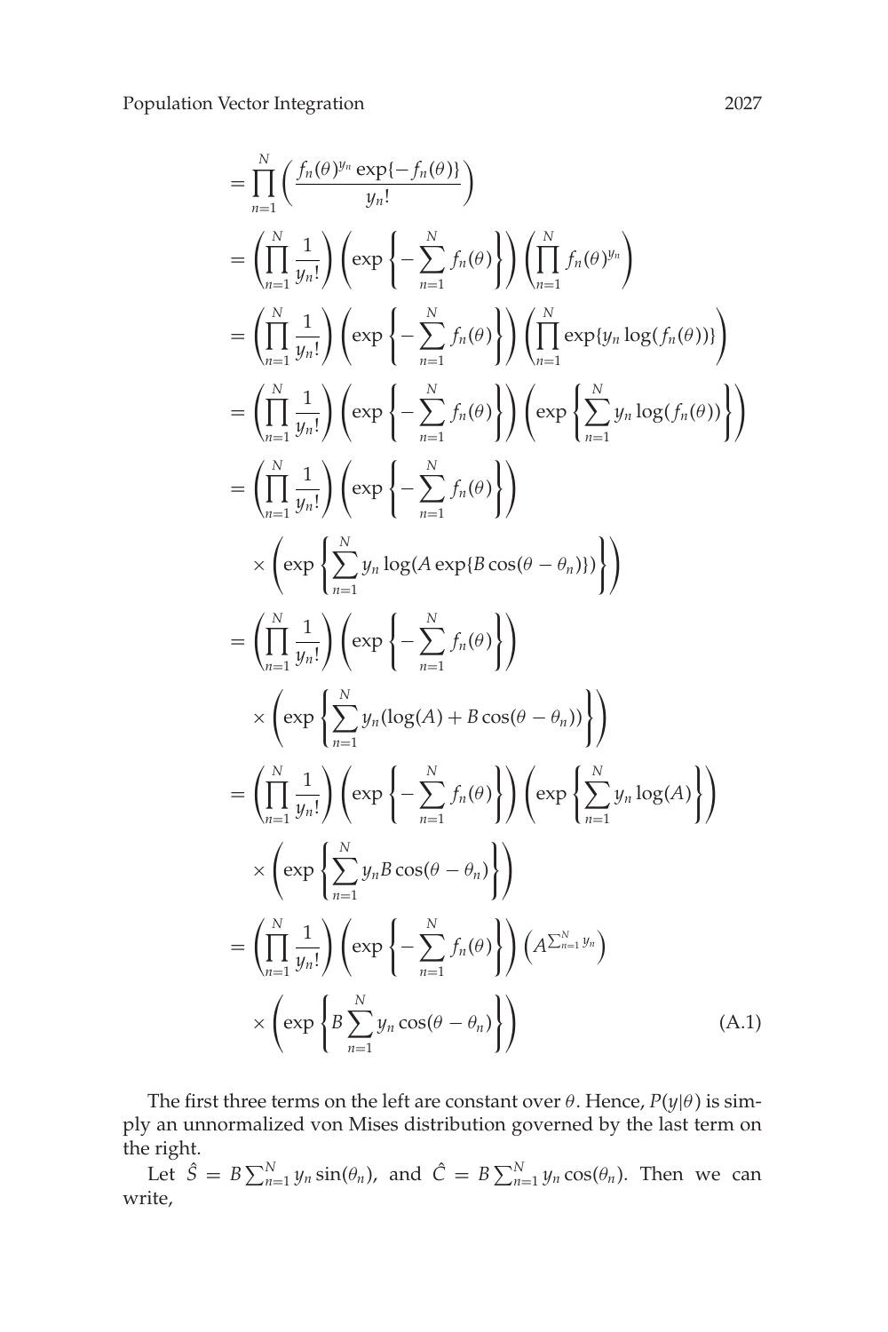$$
\begin{aligned}
&= \prod_{n=1}^{N} \left( \frac{f_n(\theta)^{y_n} \exp\{-f_n(\theta)\}}{y_n!} \right) \\
&= \left( \prod_{n=1}^{N} \frac{1}{y_n!} \right) \left( \exp\left\{ -\sum_{n=1}^{N} f_n(\theta) \right\} \right) \left( \prod_{n=1}^{N} f_n(\theta)^{y_n} \right) \\
&= \left( \prod_{n=1}^{N} \frac{1}{y_n!} \right) \left( \exp\left\{ -\sum_{n=1}^{N} f_n(\theta) \right\} \right) \left( \prod_{n=1}^{N} \exp\{y_n \log(f_n(\theta))\} \right) \\
&= \left( \prod_{n=1}^{N} \frac{1}{y_n!} \right) \left( \exp\left\{ -\sum_{n=1}^{N} f_n(\theta) \right\} \right) \left( \exp\left\{ \sum_{n=1}^{N} y_n \log(f_n(\theta)) \right\} \right) \\
&= \left( \prod_{n=1}^{N} \frac{1}{y_n!} \right) \left( \exp\left\{ -\sum_{n=1}^{N} f_n(\theta) \right\} \right) \\
&\quad \times \left( \exp\left\{ \sum_{n=1}^{N} y_n \log(A \exp\{B \cos(\theta - \theta_n)\}) \right\} \right) \\
&= \left( \prod_{n=1}^{N} \frac{1}{y_n!} \right) \left( \exp\left\{ -\sum_{n=1}^{N} f_n(\theta) \right\} \right) \\
&\quad \times \left( \exp\left\{ \sum_{n=1}^{N} y_n (\log(A) + B \cos(\theta - \theta_n)) \right\} \right) \\
&= \left( \prod_{n=1}^{N} \frac{1}{y_n!} \right) \left( \exp\left\{ -\sum_{n=1}^{N} f_n(\theta) \right\} \right) \left( \exp\left\{ \sum_{n=1}^{N} y_n \log(A) \right\} \right) \\
&\quad \times \left( \exp\left\{ \sum_{n=1}^{N} y_n B \cos(\theta - \theta_n) \right\} \right) \\
&= \left( \prod_{n=1}^{N} \frac{1}{y_n!} \right) \left( \exp\left\{ -\sum_{n=1}^{N} f_n(\theta) \right\} \right) \left( A^{\sum_{n=1}^{N} y_n} \right) \\
&\quad \times \left( \exp\left\{ B \sum_{n=1}^{N} y_n \cos(\theta - \theta_n) \right\} \right) \qquad \text{(A.1)}
\end{aligned}
$$

The first three terms on the left are constant over $\theta$. Hence, $P(y|\theta)$ is simply an unnormalized von Mises distribution governed by the last term on the right.

Let $\hat{S} = B \sum_{n=1}^{N} y_n \sin(\theta_n)$, and $\hat{C} = B \sum_{n=1}^{N} y_n \cos(\theta_n)$. Then we can write,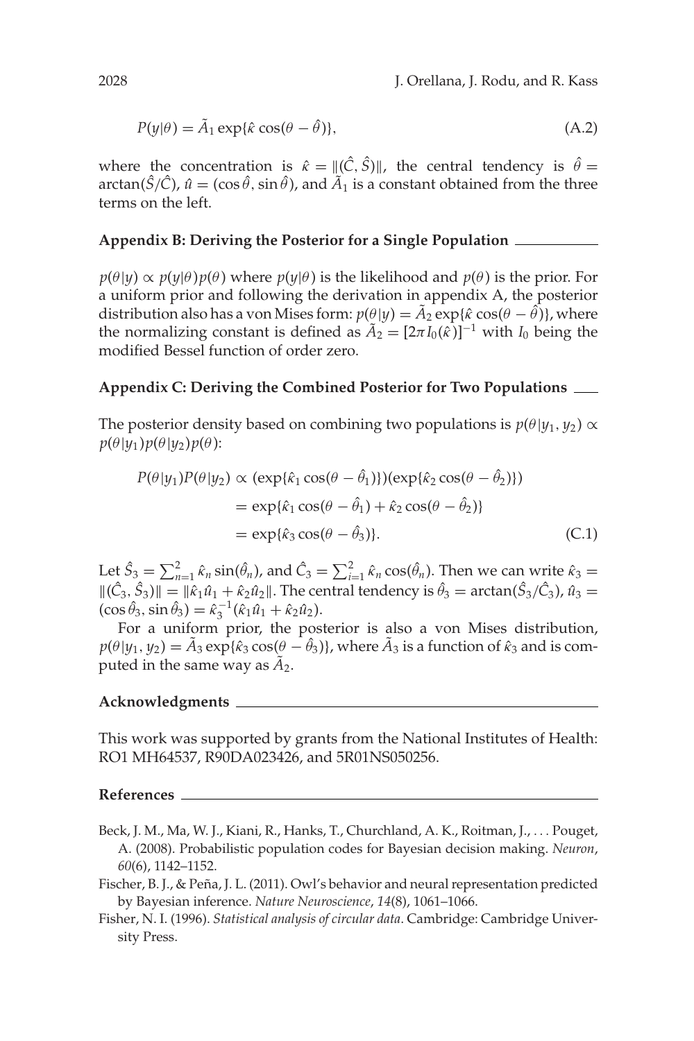$$P(y|\theta) = \tilde{A}_1 \exp\{\hat{\kappa} \cos(\theta - \hat{\theta})\}, \tag{A.2}$$

where the concentration is $\hat{\kappa} = \|(\hat{C}, \hat{S})\|$, the central tendency is $\hat{\theta} = \arctan(\hat{S}/\hat{C})$, $\hat{u} = (\cos\hat{\theta}, \sin\hat{\theta})$, and $\tilde{A}_1$ is a constant obtained from the three terms on the left.

## Appendix B: Deriving the Posterior for a Single Population

$p(\theta|y) \propto p(y|\theta)p(\theta)$ where $p(y|\theta)$ is the likelihood and $p(\theta)$ is the prior. For a uniform prior and following the derivation in appendix A, the posterior distribution also has a von Mises form: $p(\theta|y) = \tilde{A}_2 \exp\{\hat{\kappa} \cos(\theta - \hat{\theta})\}$, where the normalizing constant is defined as $\tilde{A}_2 = [2\pi I_0(\hat{\kappa})]^{-1}$ with $I_0$ being the modified Bessel function of order zero.

## Appendix C: Deriving the Combined Posterior for Two Populations

The posterior density based on combining two populations is $p(\theta|y_1, y_2) \propto p(\theta|y_1)p(\theta|y_2)p(\theta)$:

$$\begin{aligned}
P(\theta|y_1)P(\theta|y_2) &\propto (\exp\{\hat{\kappa}_1 \cos(\theta - \hat{\theta}_1)\})(\exp\{\hat{\kappa}_2 \cos(\theta - \hat{\theta}_2)\}) \\
&= \exp\{\hat{\kappa}_1 \cos(\theta - \hat{\theta}_1) + \hat{\kappa}_2 \cos(\theta - \hat{\theta}_2)\} \\
&= \exp\{\hat{\kappa}_3 \cos(\theta - \hat{\theta}_3)\}.
\end{aligned} \tag{C.1}$$

Let $\hat{S}_3 = \sum_{n=1}^{2} \hat{\kappa}_n \sin(\hat{\theta}_n)$, and $\hat{C}_3 = \sum_{i=1}^{2} \hat{\kappa}_n \cos(\hat{\theta}_n)$. Then we can write $\hat{\kappa}_3 = \|(\hat{C}_3, \hat{S}_3)\| = \|\hat{\kappa}_1 \hat{u}_1 + \hat{\kappa}_2 \hat{u}_2\|$. The central tendency is $\hat{\theta}_3 = \arctan(\hat{S}_3/\hat{C}_3)$, $\hat{u}_3 = (\cos\hat{\theta}_3, \sin\hat{\theta}_3) = \hat{\kappa}_3^{-1}(\hat{\kappa}_1 \hat{u}_1 + \hat{\kappa}_2 \hat{u}_2)$.

For a uniform prior, the posterior is also a von Mises distribution, $p(\theta|y_1, y_2) = \tilde{A}_3 \exp\{\hat{\kappa}_3 \cos(\theta - \hat{\theta}_3)\}$, where $\tilde{A}_3$ is a function of $\hat{\kappa}_3$ and is computed in the same way as $\tilde{A}_2$.

## Acknowledgments

This work was supported by grants from the National Institutes of Health: RO1 MH64537, R90DA023426, and 5R01NS050256.

## References

Beck, J. M., Ma, W. J., Kiani, R., Hanks, T., Churchland, A. K., Roitman, J., . . . Pouget, A. (2008). Probabilistic population codes for Bayesian decision making. *Neuron*, *60*(6), 1142–1152.

Fischer, B. J., & Peña, J. L. (2011). Owl's behavior and neural representation predicted by Bayesian inference. *Nature Neuroscience*, *14*(8), 1061–1066.

Fisher, N. I. (1996). *Statistical analysis of circular data*. Cambridge: Cambridge University Press.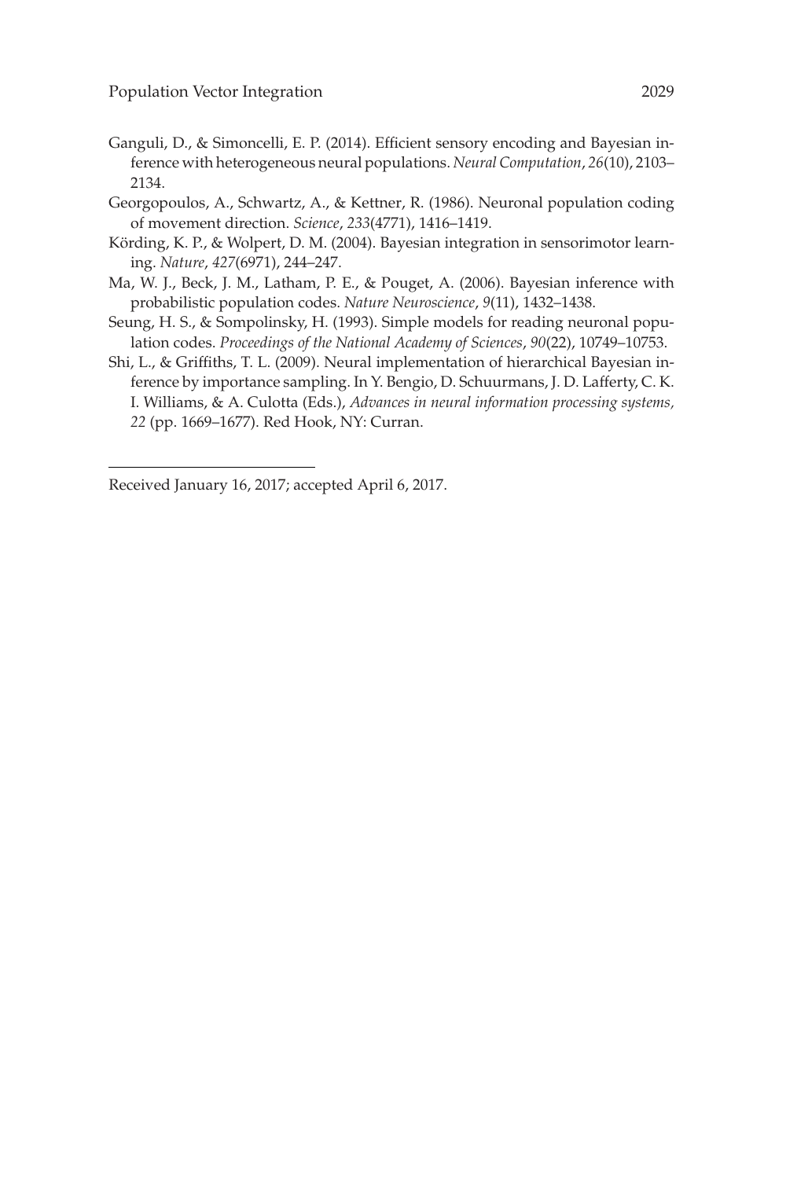Ganguli, D., & Simoncelli, E. P. (2014). Efficient sensory encoding and Bayesian inference with heterogeneous neural populations. *Neural Computation*, *26*(10), 2103–2134.

Georgopoulos, A., Schwartz, A., & Kettner, R. (1986). Neuronal population coding of movement direction. *Science*, *233*(4771), 1416–1419.

Körding, K. P., & Wolpert, D. M. (2004). Bayesian integration in sensorimotor learning. *Nature*, *427*(6971), 244–247.

Ma, W. J., Beck, J. M., Latham, P. E., & Pouget, A. (2006). Bayesian inference with probabilistic population codes. *Nature Neuroscience*, *9*(11), 1432–1438.

Seung, H. S., & Sompolinsky, H. (1993). Simple models for reading neuronal population codes. *Proceedings of the National Academy of Sciences*, *90*(22), 10749–10753.

Shi, L., & Griffiths, T. L. (2009). Neural implementation of hierarchical Bayesian inference by importance sampling. In Y. Bengio, D. Schuurmans, J. D. Lafferty, C. K. I. Williams, & A. Culotta (Eds.), *Advances in neural information processing systems, 22* (pp. 1669–1677). Red Hook, NY: Curran.

---

Received January 16, 2017; accepted April 6, 2017.